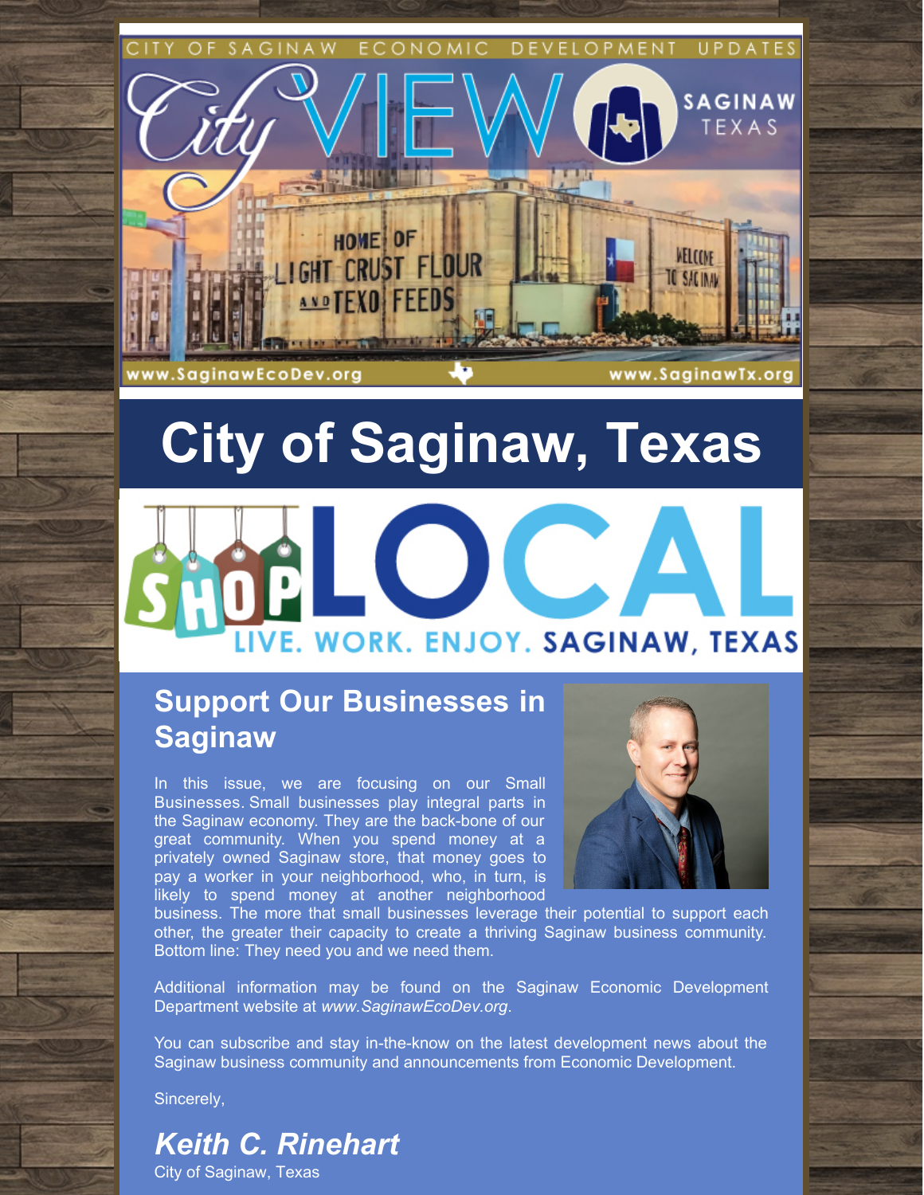CITY OF SAGINAW ECONOMIC DEVELOPMENT UPDATES

City VIEW

SAGINAW TEXAS

www.SaginawEcoDev.org

www.SaginawTx.org

# City of Saginaw, Texas

SHOP LOCAL

LIVE. WORK. ENJOY. SAGINAW, TEXAS

## Support Our Businesses in Saginaw

In this issue, we are focusing on our Small Businesses. Small businesses play integral parts in the Saginaw economy. They are the back-bone of our great community. When you spend money at a privately owned Saginaw store, that money goes to pay a worker in your neighborhood, who, in turn, is likely to spend money at another neighborhood business. The more that small businesses leverage their potential to support each other, the greater their capacity to create a thriving Saginaw business community. Bottom line: They need you and we need them.

Additional information may be found on the Saginaw Economic Development Department website at *www.SaginawEcoDev.org*.

You can subscribe and stay in-the-know on the latest development news about the Saginaw business community and announcements from Economic Development.

Sincerely,

***Keith C. Rinehart***
City of Saginaw, Texas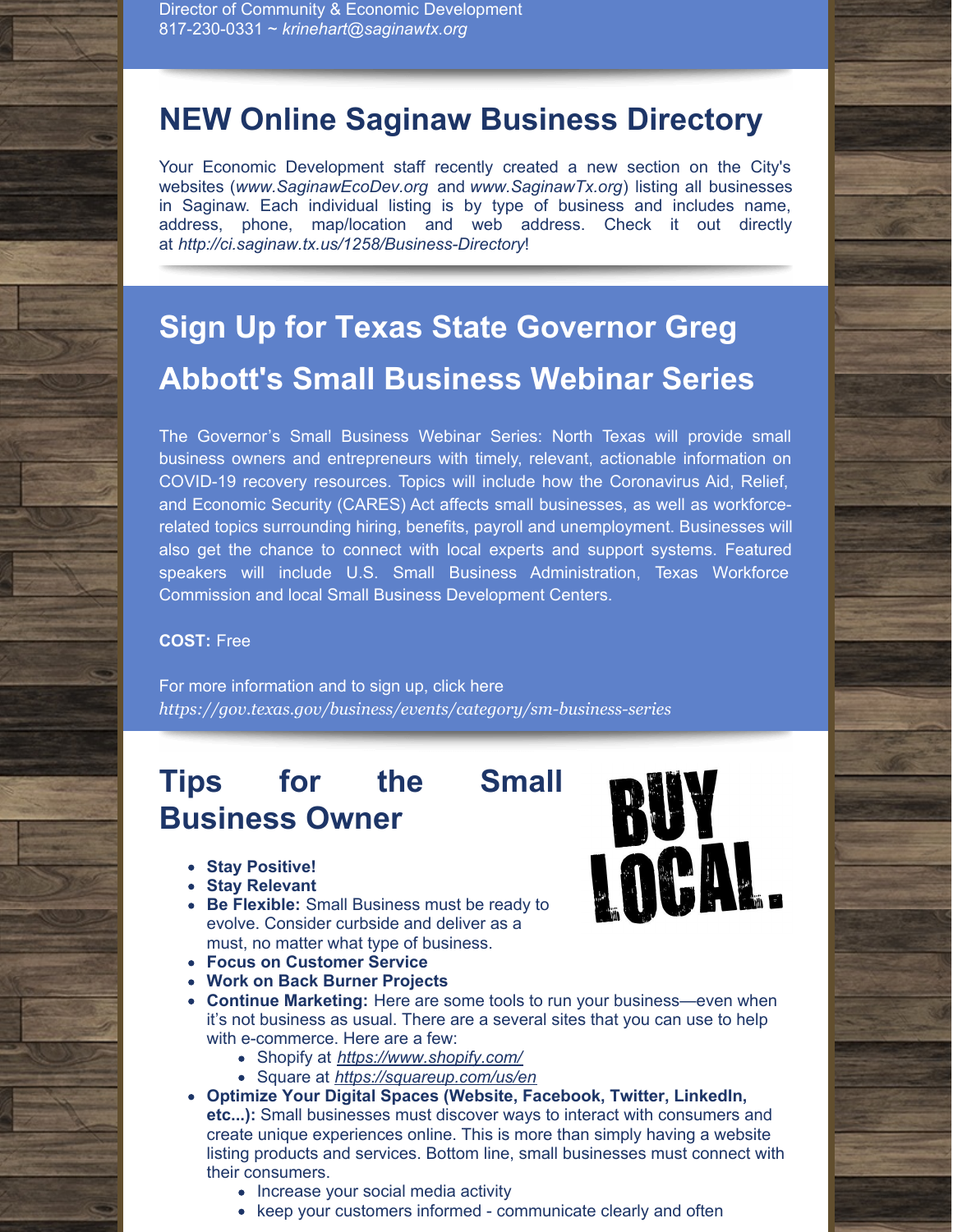Director of Community & Economic Development
817-230-0331 ~ *krinehart@saginawtx.org*

## NEW Online Saginaw Business Directory

Your Economic Development staff recently created a new section on the City's websites (*www.SaginawEcoDev.org* and *www.SaginawTx.org*) listing all businesses in Saginaw. Each individual listing is by type of business and includes name, address, phone, map/location and web address. Check it out directly at *http://ci.saginaw.tx.us/1258/Business-Directory*!

## Sign Up for Texas State Governor Greg Abbott's Small Business Webinar Series

The Governor's Small Business Webinar Series: North Texas will provide small business owners and entrepreneurs with timely, relevant, actionable information on COVID-19 recovery resources. Topics will include how the Coronavirus Aid, Relief, and Economic Security (CARES) Act affects small businesses, as well as workforce-related topics surrounding hiring, benefits, payroll and unemployment. Businesses will also get the chance to connect with local experts and support systems. Featured speakers will include U.S. Small Business Administration, Texas Workforce Commission and local Small Business Development Centers.

**COST:** Free

For more information and to sign up, click here
*https://gov.texas.gov/business/events/category/sm-business-series*

## Tips for the Small Business Owner

BUY LOCAL.

- **Stay Positive!**
- **Stay Relevant**
- **Be Flexible:** Small Business must be ready to evolve. Consider curbside and deliver as a must, no matter what type of business.
- **Focus on Customer Service**
- **Work on Back Burner Projects**
- **Continue Marketing:** Here are some tools to run your business—even when it's not business as usual. There are a several sites that you can use to help with e-commerce. Here are a few:
  - Shopify at *https://www.shopify.com/*
  - Square at *https://squareup.com/us/en*
- **Optimize Your Digital Spaces (Website, Facebook, Twitter, LinkedIn, etc...):** Small businesses must discover ways to interact with consumers and create unique experiences online. This is more than simply having a website listing products and services. Bottom line, small businesses must connect with their consumers.
  - Increase your social media activity
  - keep your customers informed - communicate clearly and often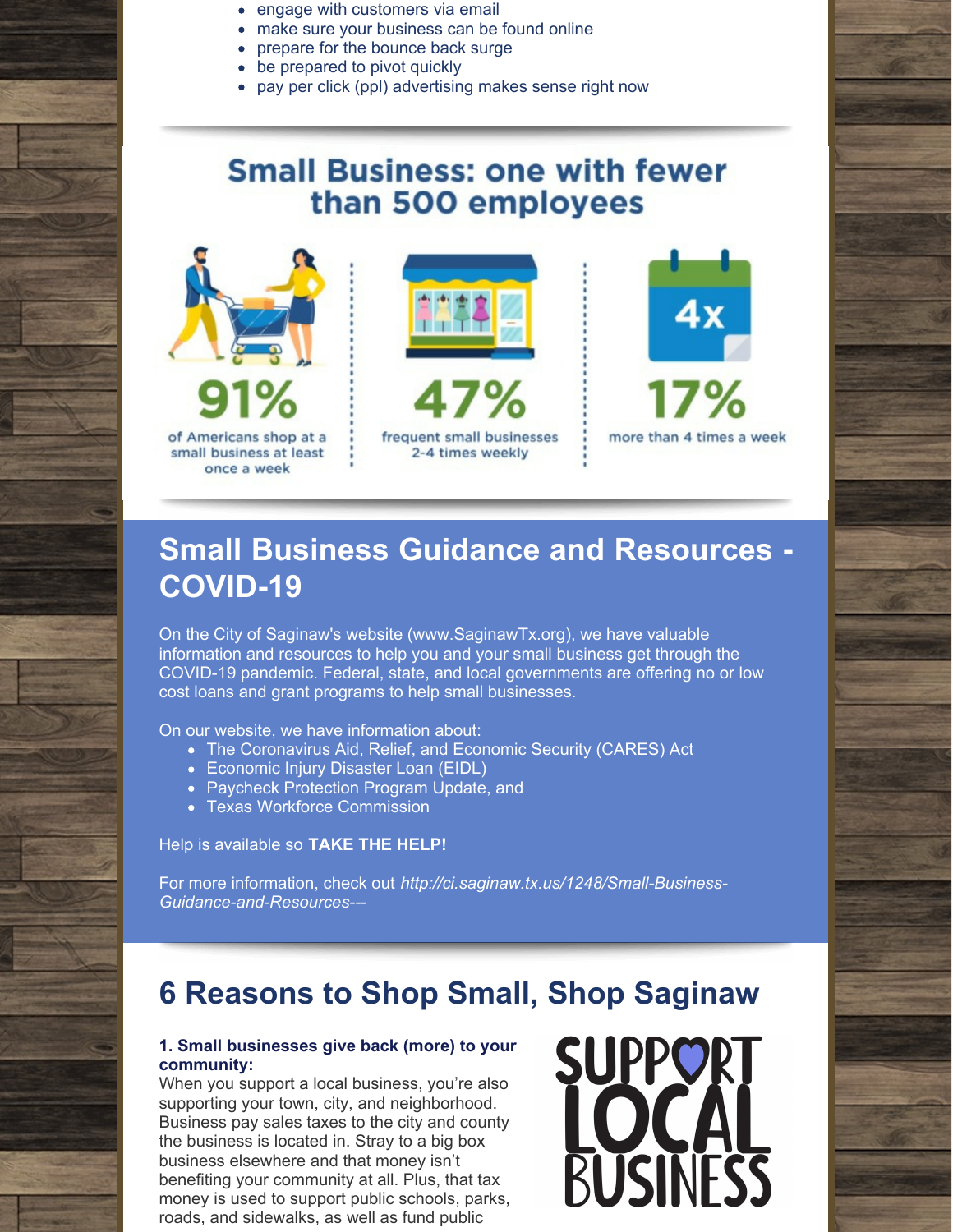- engage with customers via email
- make sure your business can be found online
- prepare for the bounce back surge
- be prepared to pivot quickly
- pay per click (ppl) advertising makes sense right now

## Small Business: one with fewer than 500 employees

**91%** of Americans shop at a small business at least once a week

**47%** frequent small businesses 2-4 times weekly

**17%** more than 4 times a week

## Small Business Guidance and Resources - COVID-19

On the City of Saginaw's website (www.SaginawTx.org), we have valuable information and resources to help you and your small business get through the COVID-19 pandemic. Federal, state, and local governments are offering no or low cost loans and grant programs to help small businesses.

On our website, we have information about:

- The Coronavirus Aid, Relief, and Economic Security (CARES) Act
- Economic Injury Disaster Loan (EIDL)
- Paycheck Protection Program Update, and
- Texas Workforce Commission

Help is available so **TAKE THE HELP!**

For more information, check out *http://ci.saginaw.tx.us/1248/Small-Business-Guidance-and-Resources---*

## 6 Reasons to Shop Small, Shop Saginaw

**1. Small businesses give back (more) to your community:**
When you support a local business, you're also supporting your town, city, and neighborhood. Business pay sales taxes to the city and county the business is located in. Stray to a big box business elsewhere and that money isn't benefiting your community at all. Plus, that tax money is used to support public schools, parks, roads, and sidewalks, as well as fund public

SUPPORT LOCAL BUSINESS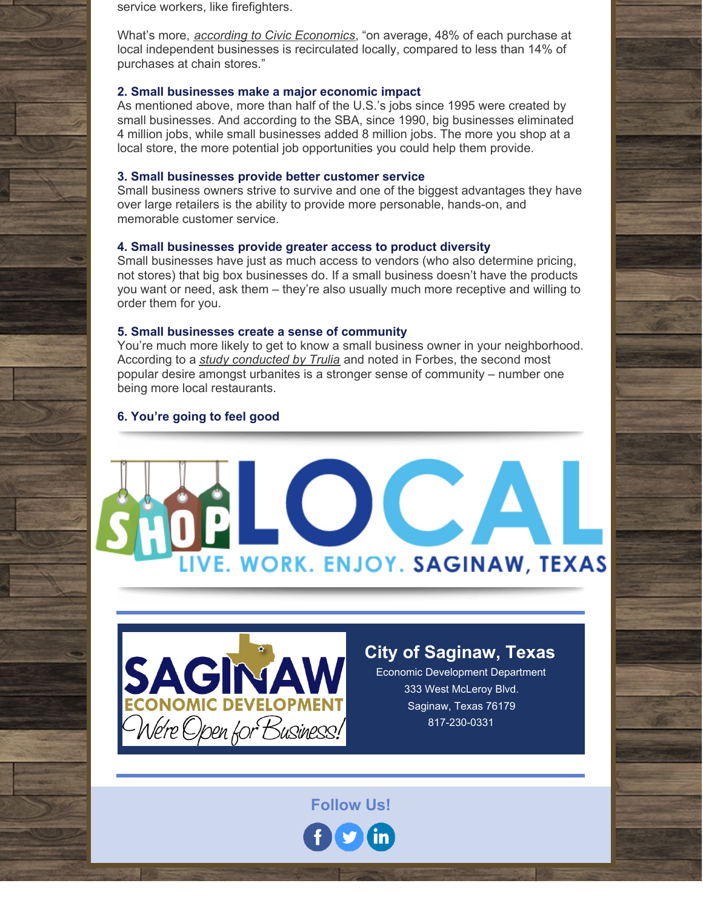service workers, like firefighters.

What's more, *according to Civic Economics*, "on average, 48% of each purchase at local independent businesses is recirculated locally, compared to less than 14% of purchases at chain stores."

**2. Small businesses make a major economic impact**

As mentioned above, more than half of the U.S.'s jobs since 1995 were created by small businesses. And according to the SBA, since 1990, big businesses eliminated 4 million jobs, while small businesses added 8 million jobs. The more you shop at a local store, the more potential job opportunities you could help them provide.

**3. Small businesses provide better customer service**

Small business owners strive to survive and one of the biggest advantages they have over large retailers is the ability to provide more personable, hands-on, and memorable customer service.

**4. Small businesses provide greater access to product diversity**

Small businesses have just as much access to vendors (who also determine pricing, not stores) that big box businesses do. If a small business doesn't have the products you want or need, ask them – they're also usually much more receptive and willing to order them for you.

**5. Small businesses create a sense of community**

You're much more likely to get to know a small business owner in your neighborhood. According to a *study conducted by Trulia* and noted in Forbes, the second most popular desire amongst urbanites is a stronger sense of community – number one being more local restaurants.

**6. You're going to feel good**

SHOP LOCAL

LIVE. WORK. ENJOY. SAGINAW, TEXAS

SAGINAW ECONOMIC DEVELOPMENT
We're Open for Business!

## City of Saginaw, Texas

Economic Development Department
333 West McLeroy Blvd.
Saginaw, Texas 76179
817-230-0331

**Follow Us!**